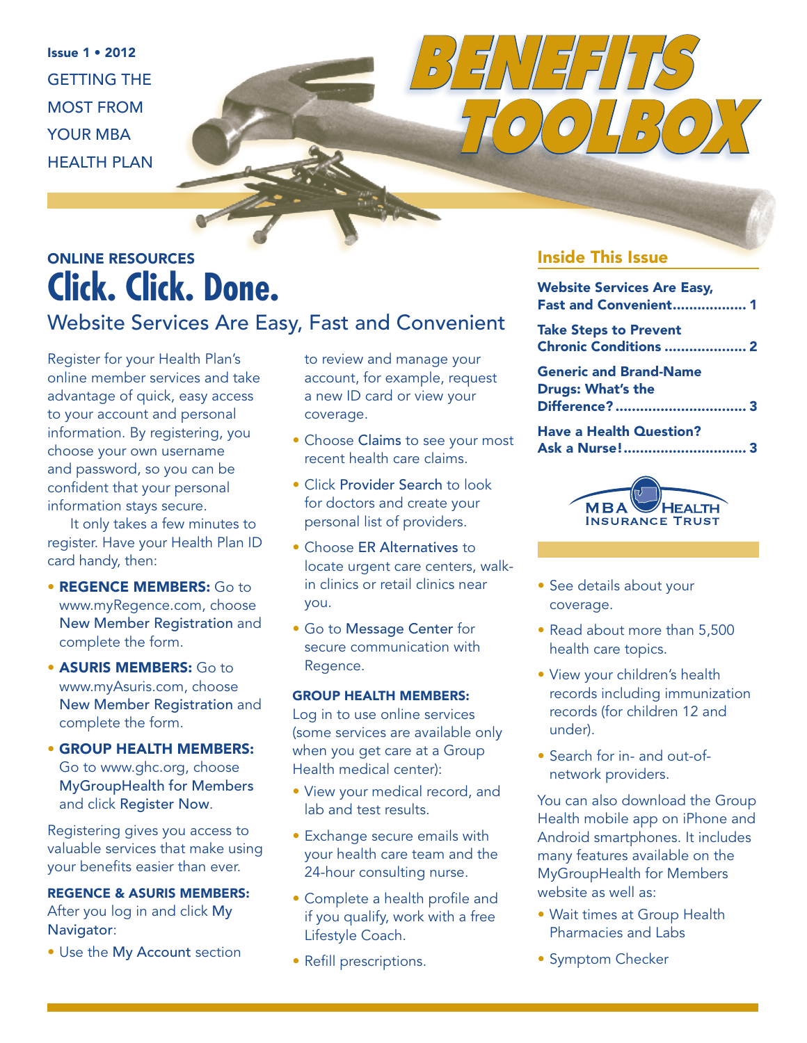Issue 1 • 2012

GETTING THE MOST FROM YOUR MBA HEALTH PLAN

# BENEFITS TOOLBOX

### ONLINE RESOURCES

# Click. Click. Done.

## Website Services Are Easy, Fast and Convenient

Register for your Health Plan's online member services and take advantage of quick, easy access to your account and personal information. By registering, you choose your own username and password, so you can be confident that your personal information stays secure.

It only takes a few minutes to register. Have your Health Plan ID card handy, then:

- **REGENCE MEMBERS:** Go to www.myRegence.com, choose New Member Registration and complete the form.
- **ASURIS MEMBERS:** Go to www.myAsuris.com, choose New Member Registration and complete the form.
- **GROUP HEALTH MEMBERS:** Go to www.ghc.org, choose MyGroupHealth for Members and click Register Now.

Registering gives you access to valuable services that make using your benefits easier than ever.

**REGENCE & ASURIS MEMBERS:**
After you log in and click My Navigator:

- Use the My Account section to review and manage your account, for example, request a new ID card or view your coverage.
- Choose Claims to see your most recent health care claims.
- Click Provider Search to look for doctors and create your personal list of providers.
- Choose ER Alternatives to locate urgent care centers, walk-in clinics or retail clinics near you.
- Go to Message Center for secure communication with Regence.

**GROUP HEALTH MEMBERS:**
Log in to use online services (some services are available only when you get care at a Group Health medical center):

- View your medical record, and lab and test results.
- Exchange secure emails with your health care team and the 24-hour consulting nurse.
- Complete a health profile and if you qualify, work with a free Lifestyle Coach.
- Refill prescriptions.
- See details about your coverage.
- Read about more than 5,500 health care topics.
- View your children's health records including immunization records (for children 12 and under).
- Search for in- and out-of-network providers.

You can also download the Group Health mobile app on iPhone and Android smartphones. It includes many features available on the MyGroupHealth for Members website as well as:

- Wait times at Group Health Pharmacies and Labs
- Symptom Checker

### Inside This Issue

**Website Services Are Easy, Fast and Convenient** .................. 1

**Take Steps to Prevent Chronic Conditions** .................... 2

**Generic and Brand-Name Drugs: What's the Difference?** ................................ 3

**Have a Health Question? Ask a Nurse!** .............................. 3

MBA Health Insurance Trust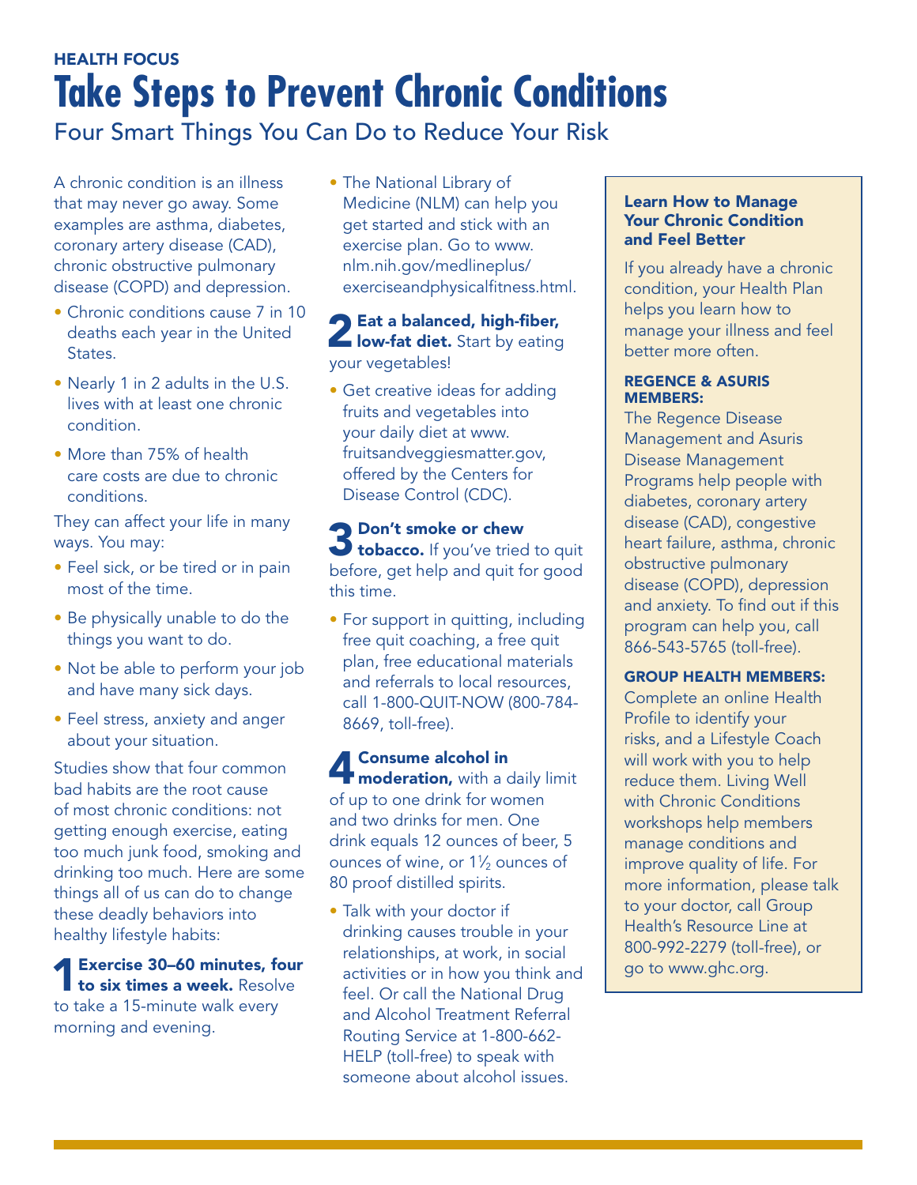HEALTH FOCUS

# Take Steps to Prevent Chronic Conditions

## Four Smart Things You Can Do to Reduce Your Risk

A chronic condition is an illness that may never go away. Some examples are asthma, diabetes, coronary artery disease (CAD), chronic obstructive pulmonary disease (COPD) and depression.

- Chronic conditions cause 7 in 10 deaths each year in the United States.
- Nearly 1 in 2 adults in the U.S. lives with at least one chronic condition.
- More than 75% of health care costs are due to chronic conditions.

They can affect your life in many ways. You may:

- Feel sick, or be tired or in pain most of the time.
- Be physically unable to do the things you want to do.
- Not be able to perform your job and have many sick days.
- Feel stress, anxiety and anger about your situation.

Studies show that four common bad habits are the root cause of most chronic conditions: not getting enough exercise, eating too much junk food, smoking and drinking too much. Here are some things all of us can do to change these deadly behaviors into healthy lifestyle habits:

**1 Exercise 30–60 minutes, four to six times a week.** Resolve to take a 15-minute walk every morning and evening.

- The National Library of Medicine (NLM) can help you get started and stick with an exercise plan. Go to www.nlm.nih.gov/medlineplus/exerciseandphysicalfitness.html.

**2 Eat a balanced, high-fiber, low-fat diet.** Start by eating your vegetables!

- Get creative ideas for adding fruits and vegetables into your daily diet at www.fruitsandveggiesmatter.gov, offered by the Centers for Disease Control (CDC).

**3 Don't smoke or chew tobacco.** If you've tried to quit before, get help and quit for good this time.

- For support in quitting, including free quit coaching, a free quit plan, free educational materials and referrals to local resources, call 1-800-QUIT-NOW (800-784-8669, toll-free).

**4 Consume alcohol in moderation,** with a daily limit of up to one drink for women and two drinks for men. One drink equals 12 ounces of beer, 5 ounces of wine, or 1½ ounces of 80 proof distilled spirits.

- Talk with your doctor if drinking causes trouble in your relationships, at work, in social activities or in how you think and feel. Or call the National Drug and Alcohol Treatment Referral Routing Service at 1-800-662-HELP (toll-free) to speak with someone about alcohol issues.

### Learn How to Manage Your Chronic Condition and Feel Better

If you already have a chronic condition, your Health Plan helps you learn how to manage your illness and feel better more often.

**REGENCE & ASURIS MEMBERS:**
The Regence Disease Management and Asuris Disease Management Programs help people with diabetes, coronary artery disease (CAD), congestive heart failure, asthma, chronic obstructive pulmonary disease (COPD), depression and anxiety. To find out if this program can help you, call 866-543-5765 (toll-free).

**GROUP HEALTH MEMBERS:**
Complete an online Health Profile to identify your risks, and a Lifestyle Coach will work with you to help reduce them. Living Well with Chronic Conditions workshops help members manage conditions and improve quality of life. For more information, please talk to your doctor, call Group Health's Resource Line at 800-992-2279 (toll-free), or go to www.ghc.org.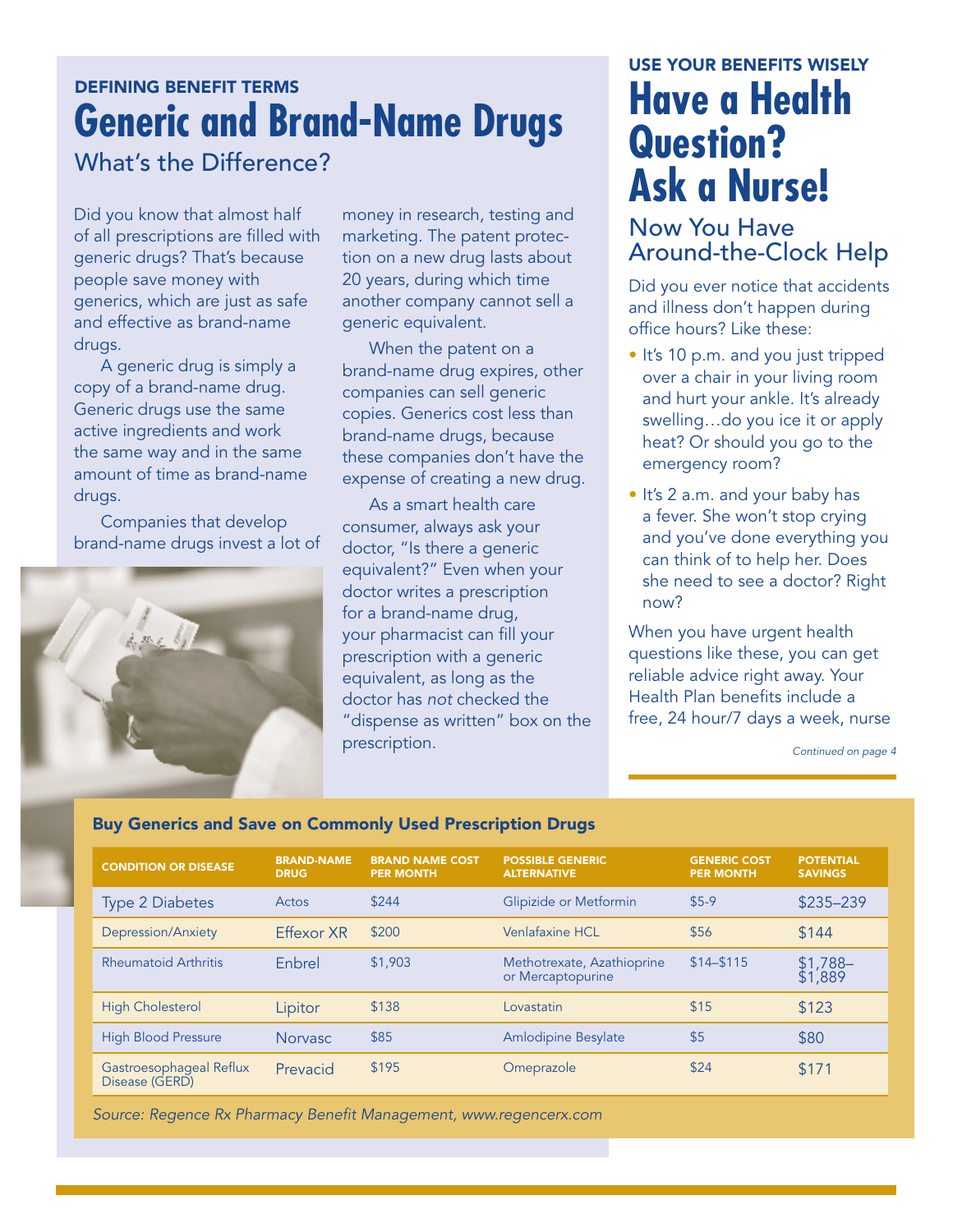## DEFINING BENEFIT TERMS

# Generic and Brand-Name Drugs

### What's the Difference?

Did you know that almost half of all prescriptions are filled with generic drugs? That's because people save money with generics, which are just as safe and effective as brand-name drugs.

A generic drug is simply a copy of a brand-name drug. Generic drugs use the same active ingredients and work the same way and in the same amount of time as brand-name drugs.

Companies that develop brand-name drugs invest a lot of money in research, testing and marketing. The patent protection on a new drug lasts about 20 years, during which time another company cannot sell a generic equivalent.

When the patent on a brand-name drug expires, other companies can sell generic copies. Generics cost less than brand-name drugs, because these companies don't have the expense of creating a new drug.

As a smart health care consumer, always ask your doctor, "Is there a generic equivalent?" Even when your doctor writes a prescription for a brand-name drug, your pharmacist can fill your prescription with a generic equivalent, as long as the doctor has *not* checked the "dispense as written" box on the prescription.

### Buy Generics and Save on Commonly Used Prescription Drugs

| CONDITION OR DISEASE | BRAND-NAME DRUG | BRAND NAME COST PER MONTH | POSSIBLE GENERIC ALTERNATIVE | GENERIC COST PER MONTH | POTENTIAL SAVINGS |
|---|---|---|---|---|---|
| Type 2 Diabetes | Actos | $244 | Glipizide or Metformin | $5-9 | $235–239 |
| Depression/Anxiety | Effexor XR | $200 | Venlafaxine HCL | $56 | $144 |
| Rheumatoid Arthritis | Enbrel | $1,903 | Methotrexate, Azathioprine or Mercaptopurine | $14–$115 | $1,788–$1,889 |
| High Cholesterol | Lipitor | $138 | Lovastatin | $15 | $123 |
| High Blood Pressure | Norvasc | $85 | Amlodipine Besylate | $5 | $80 |
| Gastroesophageal Reflux Disease (GERD) | Prevacid | $195 | Omeprazole | $24 | $171 |

*Source: Regence Rx Pharmacy Benefit Management, www.regencerx.com*

## USE YOUR BENEFITS WISELY

# Have a Health Question? Ask a Nurse!

### Now You Have Around-the-Clock Help

Did you ever notice that accidents and illness don't happen during office hours? Like these:

- It's 10 p.m. and you just tripped over a chair in your living room and hurt your ankle. It's already swelling…do you ice it or apply heat? Or should you go to the emergency room?
- It's 2 a.m. and your baby has a fever. She won't stop crying and you've done everything you can think of to help her. Does she need to see a doctor? Right now?

When you have urgent health questions like these, you can get reliable advice right away. Your Health Plan benefits include a free, 24 hour/7 days a week, nurse

*Continued on page 4*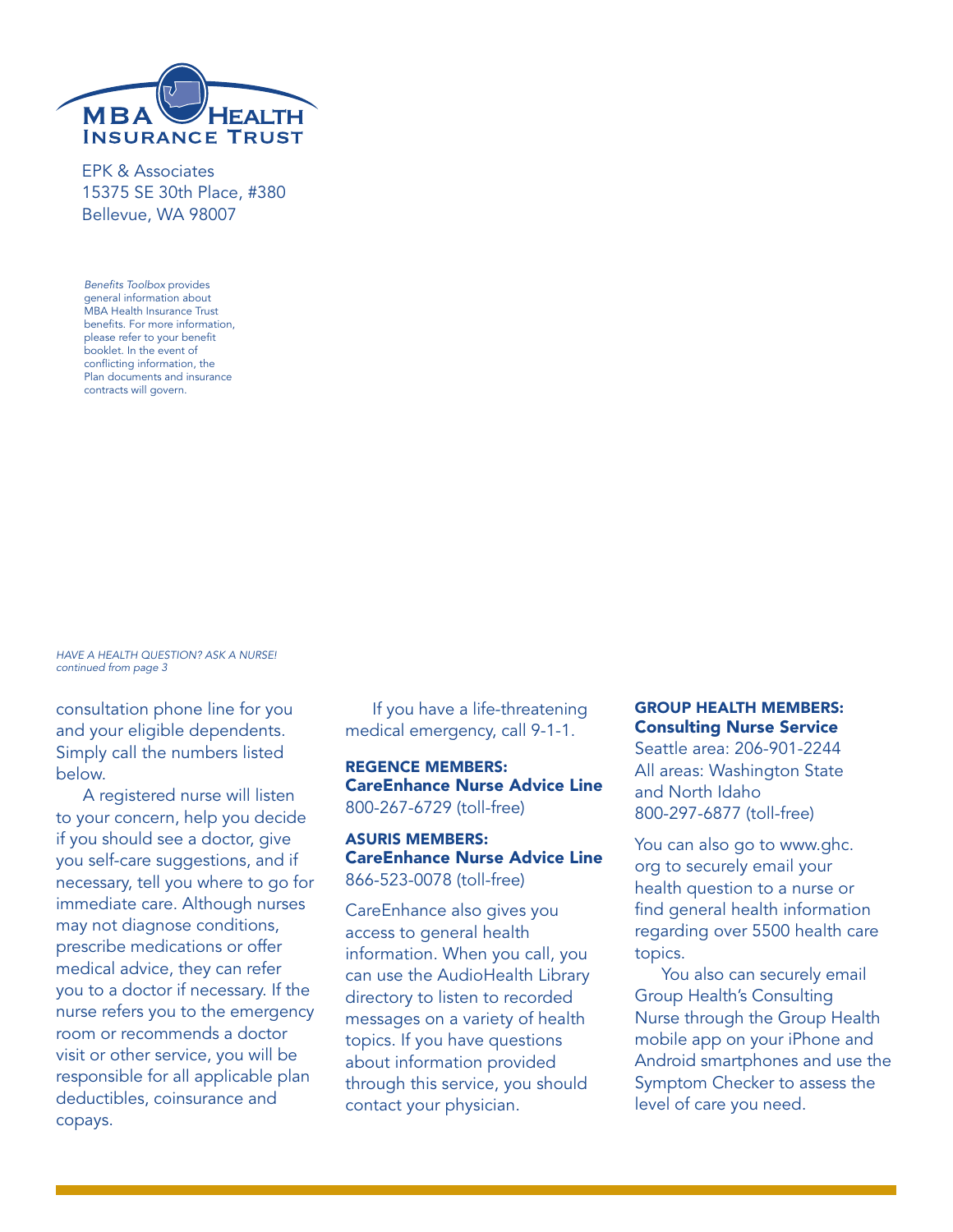MBA Health Insurance Trust

EPK & Associates
15375 SE 30th Place, #380
Bellevue, WA 98007

*Benefits Toolbox* provides general information about MBA Health Insurance Trust benefits. For more information, please refer to your benefit booklet. In the event of conflicting information, the Plan documents and insurance contracts will govern.

*HAVE A HEALTH QUESTION? ASK A NURSE!*
*continued from page 3*

consultation phone line for you and your eligible dependents. Simply call the numbers listed below.

A registered nurse will listen to your concern, help you decide if you should see a doctor, give you self-care suggestions, and if necessary, tell you where to go for immediate care. Although nurses may not diagnose conditions, prescribe medications or offer medical advice, they can refer you to a doctor if necessary. If the nurse refers you to the emergency room or recommends a doctor visit or other service, you will be responsible for all applicable plan deductibles, coinsurance and copays.

If you have a life-threatening medical emergency, call 9-1-1.

**REGENCE MEMBERS:**
**CareEnhance Nurse Advice Line**
800-267-6729 (toll-free)

**ASURIS MEMBERS:**
**CareEnhance Nurse Advice Line**
866-523-0078 (toll-free)

CareEnhance also gives you access to general health information. When you call, you can use the AudioHealth Library directory to listen to recorded messages on a variety of health topics. If you have questions about information provided through this service, you should contact your physician.

**GROUP HEALTH MEMBERS:**
**Consulting Nurse Service**
Seattle area: 206-901-2244
All areas: Washington State and North Idaho
800-297-6877 (toll-free)

You can also go to www.ghc.org to securely email your health question to a nurse or find general health information regarding over 5500 health care topics.

You also can securely email Group Health's Consulting Nurse through the Group Health mobile app on your iPhone and Android smartphones and use the Symptom Checker to assess the level of care you need.